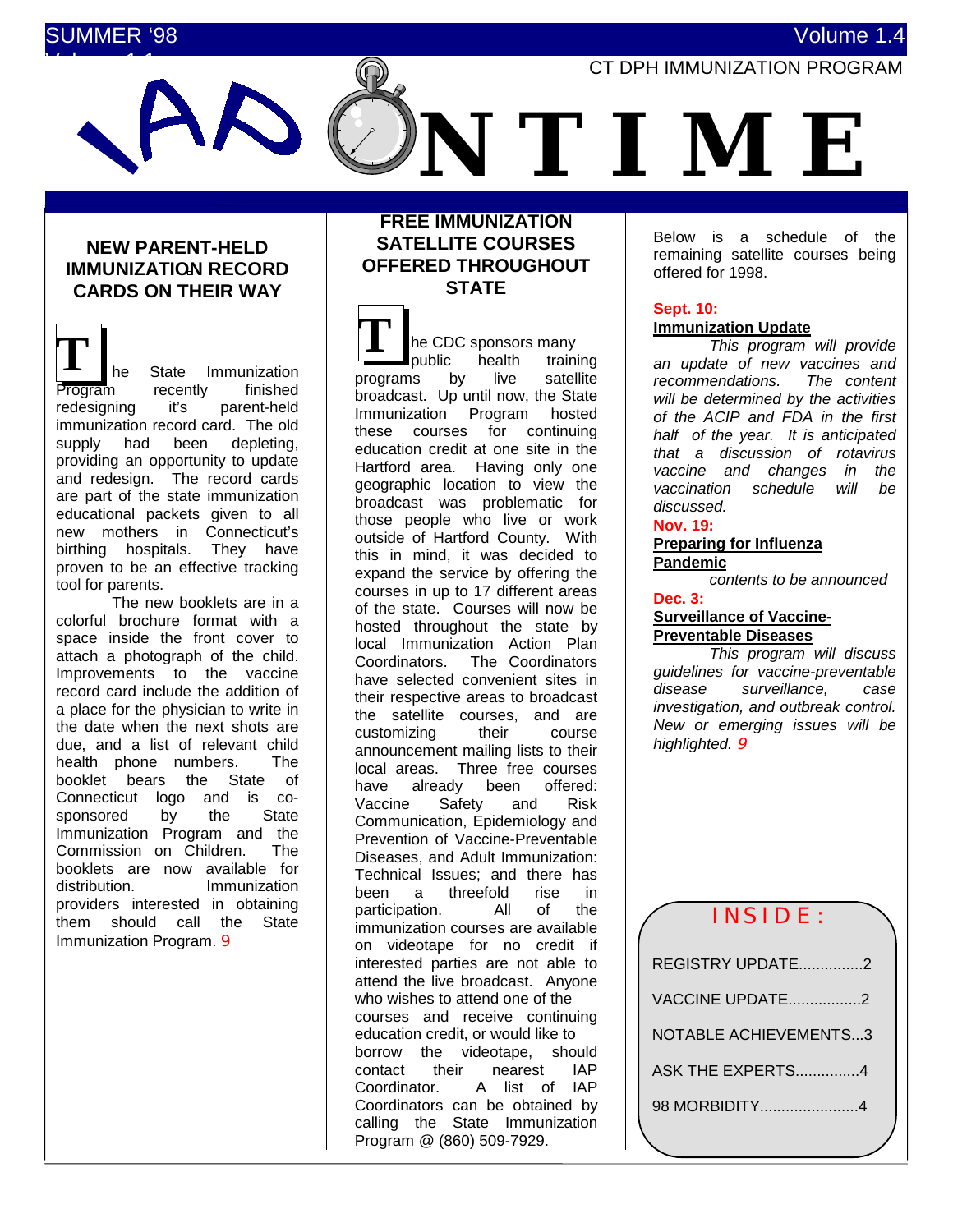SUMMER '98 Volume 1.4

CT DPH IMMUNIZATION PROGRAM

# IAP ON TIME

## NEW PARENT-HELD IMMUNIZATION RECORD CARDS ON THEIR WAY

The State Immunization Program recently finished redesigning it's parent-held immunization record card. The old supply had been depleting, providing an opportunity to update and redesign. The record cards are part of the state immunization educational packets given to all new mothers in Connecticut's birthing hospitals. They have proven to be an effective tracking tool for parents.

The new booklets are in a colorful brochure format with a space inside the front cover to attach a photograph of the child. Improvements to the vaccine record card include the addition of a place for the physician to write in the date when the next shots are due, and a list of relevant child health phone numbers. The booklet bears the State of Connecticut logo and is co-sponsored by the State Immunization Program and the Commission on Children. The booklets are now available for distribution. Immunization providers interested in obtaining them should call the State Immunization Program. 9

## FREE IMMUNIZATION SATELLITE COURSES OFFERED THROUGHOUT STATE

The CDC sponsors many public health training programs by live satellite broadcast. Up until now, the State Immunization Program hosted these courses for continuing education credit at one site in the Hartford area. Having only one geographic location to view the broadcast was problematic for those people who live or work outside of Hartford County. With this in mind, it was decided to expand the service by offering the courses in up to 17 different areas of the state. Courses will now be hosted throughout the state by local Immunization Action Plan Coordinators. The Coordinators have selected convenient sites in their respective areas to broadcast the satellite courses, and are customizing their course announcement mailing lists to their local areas. Three free courses have already been offered: Vaccine Safety and Risk Communication, Epidemiology and Prevention of Vaccine-Preventable Diseases, and Adult Immunization: Technical Issues; and there has been a threefold rise in participation. All of the immunization courses are available on videotape for no credit if interested parties are not able to attend the live broadcast. Anyone who wishes to attend one of the courses and receive continuing education credit, or would like to borrow the videotape, should contact their nearest IAP Coordinator. A list of IAP Coordinators can be obtained by calling the State Immunization Program @ (860) 509-7929.

Below is a schedule of the remaining satellite courses being offered for 1998.

**Sept. 10:**
**Immunization Update**

*This program will provide an update of new vaccines and recommendations. The content will be determined by the activities of the ACIP and FDA in the first half of the year. It is anticipated that a discussion of rotavirus vaccine and changes in the vaccination schedule will be discussed.*

**Nov. 19:**
**Preparing for Influenza Pandemic**

*contents to be announced*

**Dec. 3:**
**Surveillance of Vaccine-Preventable Diseases**

*This program will discuss guidelines for vaccine-preventable disease surveillance, case investigation, and outbreak control. New or emerging issues will be highlighted.* 9

**INSIDE:**

- REGISTRY UPDATE...............2
- VACCINE UPDATE.................2
- NOTABLE ACHIEVEMENTS...3
- ASK THE EXPERTS...............4
- 98 MORBIDITY.......................4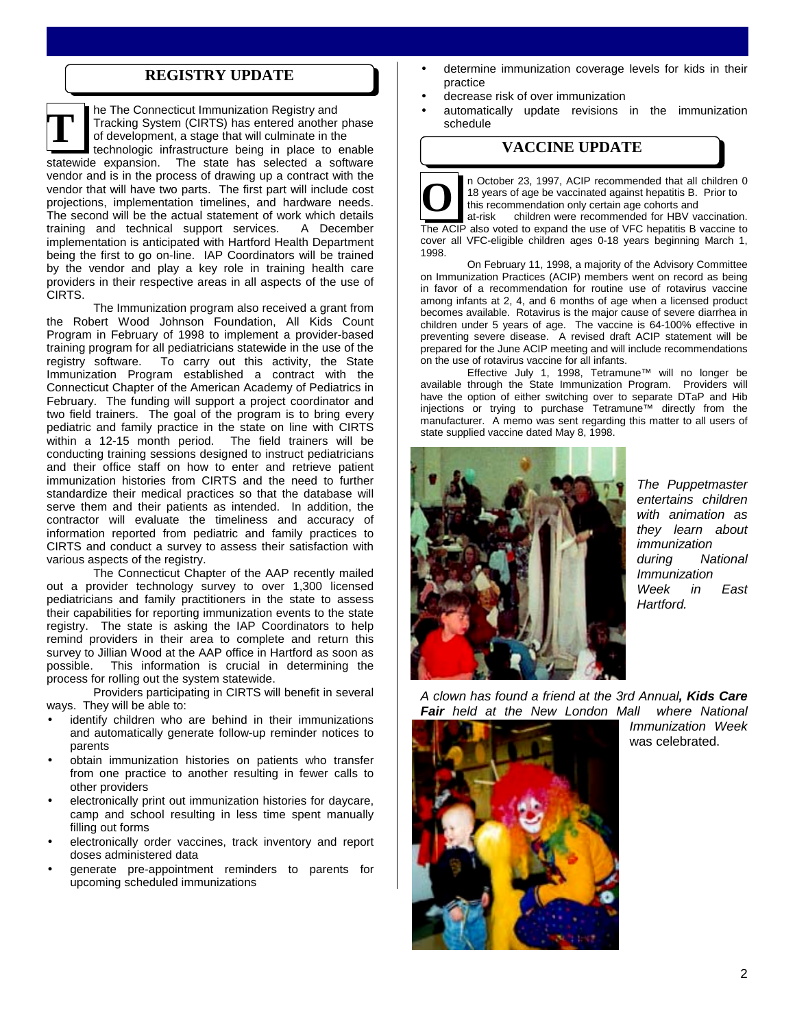## REGISTRY UPDATE

The The Connecticut Immunization Registry and Tracking System (CIRTS) has entered another phase of development, a stage that will culminate in the technologic infrastructure being in place to enable statewide expansion. The state has selected a software vendor and is in the process of drawing up a contract with the vendor that will have two parts. The first part will include cost projections, implementation timelines, and hardware needs. The second will be the actual statement of work which details training and technical support services. A December implementation is anticipated with Hartford Health Department being the first to go on-line. IAP Coordinators will be trained by the vendor and play a key role in training health care providers in their respective areas in all aspects of the use of CIRTS.

The Immunization program also received a grant from the Robert Wood Johnson Foundation, All Kids Count Program in February of 1998 to implement a provider-based training program for all pediatricians statewide in the use of the registry software. To carry out this activity, the State Immunization Program established a contract with the Connecticut Chapter of the American Academy of Pediatrics in February. The funding will support a project coordinator and two field trainers. The goal of the program is to bring every pediatric and family practice in the state on line with CIRTS within a 12-15 month period. The field trainers will be conducting training sessions designed to instruct pediatricians and their office staff on how to enter and retrieve patient immunization histories from CIRTS and the need to further standardize their medical practices so that the database will serve them and their patients as intended. In addition, the contractor will evaluate the timeliness and accuracy of information reported from pediatric and family practices to CIRTS and conduct a survey to assess their satisfaction with various aspects of the registry.

The Connecticut Chapter of the AAP recently mailed out a provider technology survey to over 1,300 licensed pediatricians and family practitioners in the state to assess their capabilities for reporting immunization events to the state registry. The state is asking the IAP Coordinators to help remind providers in their area to complete and return this survey to Jillian Wood at the AAP office in Hartford as soon as possible. This information is crucial in determining the process for rolling out the system statewide.

Providers participating in CIRTS will benefit in several ways. They will be able to:

- identify children who are behind in their immunizations and automatically generate follow-up reminder notices to parents
- obtain immunization histories on patients who transfer from one practice to another resulting in fewer calls to other providers
- electronically print out immunization histories for daycare, camp and school resulting in less time spent manually filling out forms
- electronically order vaccines, track inventory and report doses administered data
- generate pre-appointment reminders to parents for upcoming scheduled immunizations
- determine immunization coverage levels for kids in their practice
- decrease risk of over immunization
- automatically update revisions in the immunization schedule

## VACCINE UPDATE

On October 23, 1997, ACIP recommended that all children 0 18 years of age be vaccinated against hepatitis B. Prior to this recommendation only certain age cohorts and at-risk children were recommended for HBV vaccination. The ACIP also voted to expand the use of VFC hepatitis B vaccine to cover all VFC-eligible children ages 0-18 years beginning March 1, 1998.

On February 11, 1998, a majority of the Advisory Committee on Immunization Practices (ACIP) members went on record as being in favor of a recommendation for routine use of rotavirus vaccine among infants at 2, 4, and 6 months of age when a licensed product becomes available. Rotavirus is the major cause of severe diarrhea in children under 5 years of age. The vaccine is 64-100% effective in preventing severe disease. A revised draft ACIP statement will be prepared for the June ACIP meeting and will include recommendations on the use of rotavirus vaccine for all infants.

Effective July 1, 1998, Tetramune™ will no longer be available through the State Immunization Program. Providers will have the option of either switching over to separate DTaP and Hib injections or trying to purchase Tetramune™ directly from the manufacturer. A memo was sent regarding this matter to all users of state supplied vaccine dated May 8, 1998.

*The Puppetmaster entertains children with animation as they learn about immunization during National Immunization Week in East Hartford.*

*A clown has found a friend at the 3rd Annual* ***Kids Care Fair*** *held at the New London Mall where National Immunization Week* was celebrated.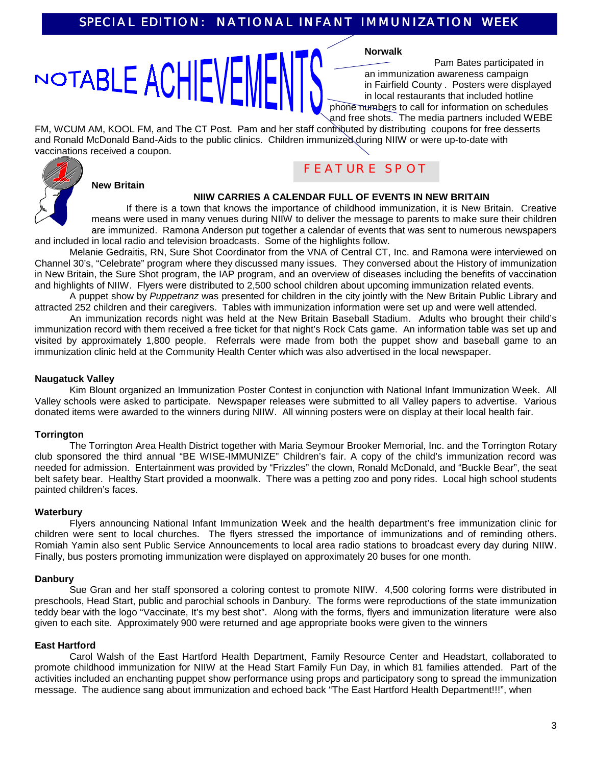# SPECIAL EDITION: NATIONAL INFANT IMMUNIZATION WEEK

## NOTABLE ACHIEVEMENTS

**Norwalk**

Pam Bates participated in an immunization awareness campaign in Fairfield County. Posters were displayed in local restaurants that included hotline phone numbers to call for information on schedules and free shots. The media partners included WEBE FM, WCUM AM, KOOL FM, and The CT Post. Pam and her staff contributed by distributing coupons for free desserts and Ronald McDonald Band-Aids to the public clinics. Children immunized during NIIW or were up-to-date with vaccinations received a coupon.

**New Britain**

FEATURE SPOT

**NIIW CARRIES A CALENDAR FULL OF EVENTS IN NEW BRITAIN**

If there is a town that knows the importance of childhood immunization, it is New Britain. Creative means were used in many venues during NIIW to deliver the message to parents to make sure their children are immunized. Ramona Anderson put together a calendar of events that was sent to numerous newspapers and included in local radio and television broadcasts. Some of the highlights follow.

Melanie Gedraitis, RN, Sure Shot Coordinator from the VNA of Central CT, Inc. and Ramona were interviewed on Channel 30's, "Celebrate" program where they discussed many issues. They conversed about the History of immunization in New Britain, the Sure Shot program, the IAP program, and an overview of diseases including the benefits of vaccination and highlights of NIIW. Flyers were distributed to 2,500 school children about upcoming immunization related events.

A puppet show by *Puppetranz* was presented for children in the city jointly with the New Britain Public Library and attracted 252 children and their caregivers. Tables with immunization information were set up and were well attended.

An immunization records night was held at the New Britain Baseball Stadium. Adults who brought their child's immunization record with them received a free ticket for that night's Rock Cats game. An information table was set up and visited by approximately 1,800 people. Referrals were made from both the puppet show and baseball game to an immunization clinic held at the Community Health Center which was also advertised in the local newspaper.

**Naugatuck Valley**

Kim Blount organized an Immunization Poster Contest in conjunction with National Infant Immunization Week. All Valley schools were asked to participate. Newspaper releases were submitted to all Valley papers to advertise. Various donated items were awarded to the winners during NIIW. All winning posters were on display at their local health fair.

**Torrington**

The Torrington Area Health District together with Maria Seymour Brooker Memorial, Inc. and the Torrington Rotary club sponsored the third annual "BE WISE-IMMUNIZE" Children's fair. A copy of the child's immunization record was needed for admission. Entertainment was provided by "Frizzles" the clown, Ronald McDonald, and "Buckle Bear", the seat belt safety bear. Healthy Start provided a moonwalk. There was a petting zoo and pony rides. Local high school students painted children's faces.

**Waterbury**

Flyers announcing National Infant Immunization Week and the health department's free immunization clinic for children were sent to local churches. The flyers stressed the importance of immunizations and of reminding others. Romiah Yamin also sent Public Service Announcements to local area radio stations to broadcast every day during NIIW. Finally, bus posters promoting immunization were displayed on approximately 20 buses for one month.

**Danbury**

Sue Gran and her staff sponsored a coloring contest to promote NIIW. 4,500 coloring forms were distributed in preschools, Head Start, public and parochial schools in Danbury. The forms were reproductions of the state immunization teddy bear with the logo "Vaccinate, It's my best shot". Along with the forms, flyers and immunization literature were also given to each site. Approximately 900 were returned and age appropriate books were given to the winners

**East Hartford**

Carol Walsh of the East Hartford Health Department, Family Resource Center and Headstart, collaborated to promote childhood immunization for NIIW at the Head Start Family Fun Day, in which 81 families attended. Part of the activities included an enchanting puppet show performance using props and participatory song to spread the immunization message. The audience sang about immunization and echoed back "The East Hartford Health Department!!!", when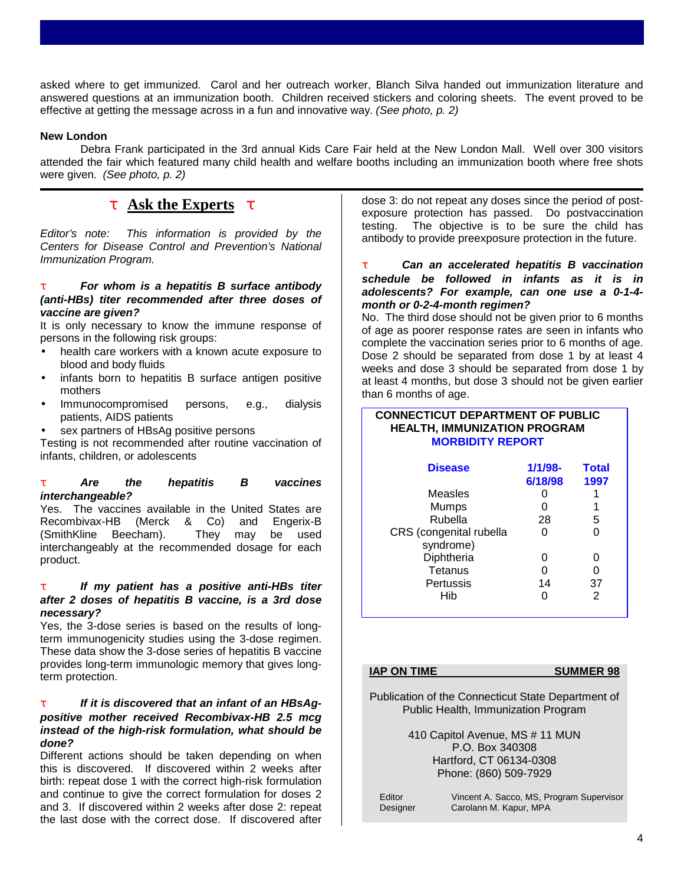asked where to get immunized. Carol and her outreach worker, Blanch Silva handed out immunization literature and answered questions at an immunization booth. Children received stickers and coloring sheets. The event proved to be effective at getting the message across in a fun and innovative way. *(See photo, p. 2)*

**New London**

Debra Frank participated in the 3rd annual Kids Care Fair held at the New London Mall. Well over 300 visitors attended the fair which featured many child health and welfare booths including an immunization booth where free shots were given. *(See photo, p. 2)*

## τ Ask the Experts τ

*Editor's note: This information is provided by the Centers for Disease Control and Prevention's National Immunization Program.*

τ ***For whom is a hepatitis B surface antibody (anti-HBs) titer recommended after three doses of vaccine are given?***

It is only necessary to know the immune response of persons in the following risk groups:

- health care workers with a known acute exposure to blood and body fluids
- infants born to hepatitis B surface antigen positive mothers
- Immunocompromised persons, e.g., dialysis patients, AIDS patients
- sex partners of HBsAg positive persons

Testing is not recommended after routine vaccination of infants, children, or adolescents

τ ***Are the hepatitis B vaccines interchangeable?***

Yes. The vaccines available in the United States are Recombivax-HB (Merck & Co) and Engerix-B (SmithKline Beecham). They may be used interchangeably at the recommended dosage for each product.

τ ***If my patient has a positive anti-HBs titer after 2 doses of hepatitis B vaccine, is a 3rd dose necessary?***

Yes, the 3-dose series is based on the results of long-term immunogenicity studies using the 3-dose regimen. These data show the 3-dose series of hepatitis B vaccine provides long-term immunologic memory that gives long-term protection.

τ ***If it is discovered that an infant of an HBsAg-positive mother received Recombivax-HB 2.5 mcg instead of the high-risk formulation, what should be done?***

Different actions should be taken depending on when this is discovered. If discovered within 2 weeks after birth: repeat dose 1 with the correct high-risk formulation and continue to give the correct formulation for doses 2 and 3. If discovered within 2 weeks after dose 2: repeat the last dose with the correct dose. If discovered after dose 3: do not repeat any doses since the period of post-exposure protection has passed. Do postvaccination testing. The objective is to be sure the child has antibody to provide preexposure protection in the future.

τ ***Can an accelerated hepatitis B vaccination schedule be followed in infants as it is in adolescents? For example, can one use a 0-1-4-month or 0-2-4-month regimen?***

No. The third dose should not be given prior to 6 months of age as poorer response rates are seen in infants who complete the vaccination series prior to 6 months of age. Dose 2 should be separated from dose 1 by at least 4 weeks and dose 3 should be separated from dose 1 by at least 4 months, but dose 3 should not be given earlier than 6 months of age.

**CONNECTICUT DEPARTMENT OF PUBLIC HEALTH, IMMUNIZATION PROGRAM**
**MORBIDITY REPORT**

| Disease | 1/1/98-6/18/98 | Total 1997 |
|---|---|---|
| Measles | 0 | 1 |
| Mumps | 0 | 1 |
| Rubella | 28 | 5 |
| CRS (congenital rubella syndrome) | 0 | 0 |
| Diphtheria | 0 | 0 |
| Tetanus | 0 | 0 |
| Pertussis | 14 | 37 |
| Hib | 0 | 2 |

**IAP ON TIME** **SUMMER 98**

Publication of the Connecticut State Department of Public Health, Immunization Program

410 Capitol Avenue, MS # 11 MUN
P.O. Box 340308
Hartford, CT 06134-0308
Phone: (860) 509-7929

Editor: Vincent A. Sacco, MS, Program Supervisor
Designer: Carolann M. Kapur, MPA